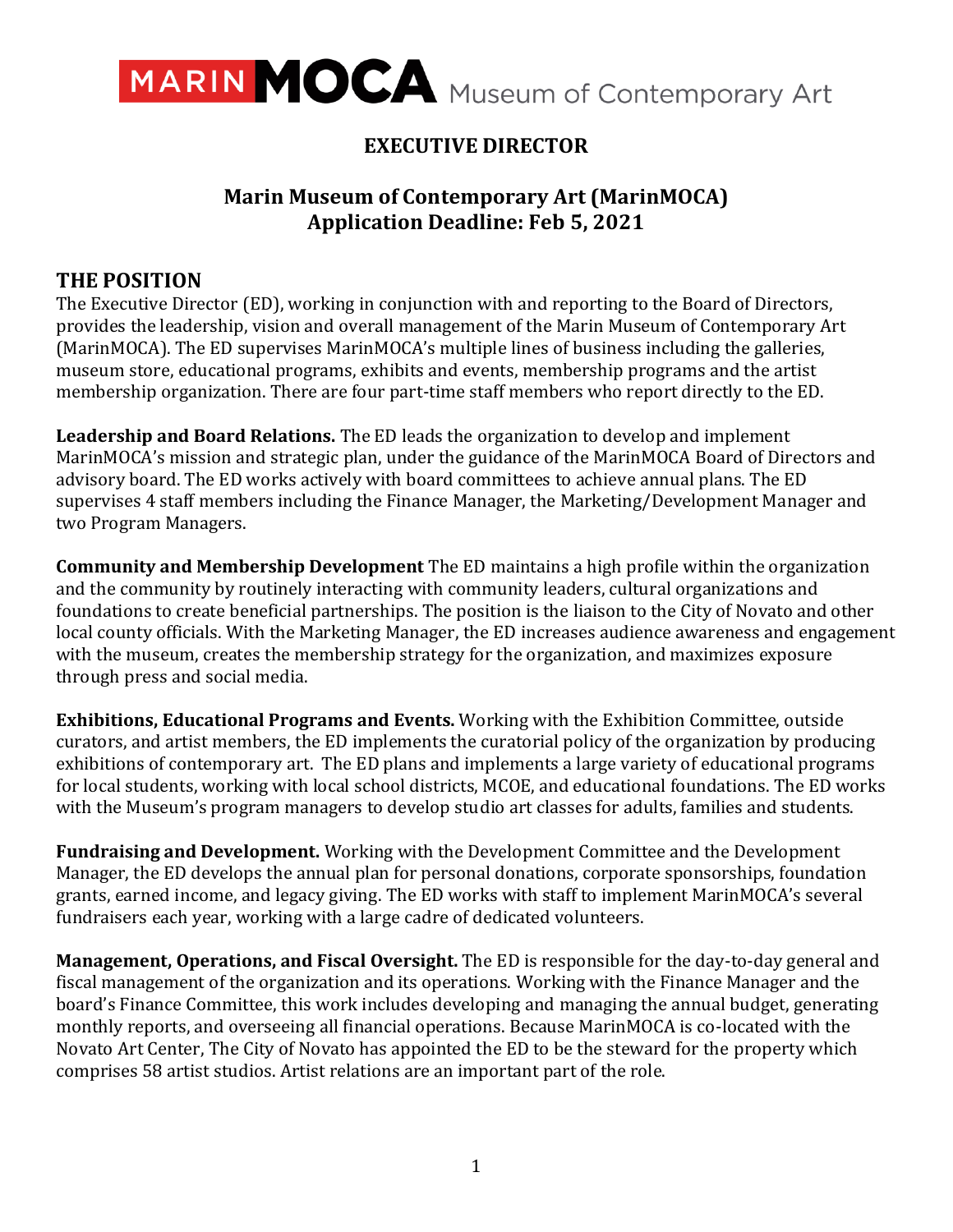MARIN MOCA Museum of Contemporary Art

# EXECUTIVE DIRECTOR

## Marin Museum of Contemporary Art (MarinMOCA)
## Application Deadline: Feb 5, 2021

## THE POSITION

The Executive Director (ED), working in conjunction with and reporting to the Board of Directors, provides the leadership, vision and overall management of the Marin Museum of Contemporary Art (MarinMOCA). The ED supervises MarinMOCA's multiple lines of business including the galleries, museum store, educational programs, exhibits and events, membership programs and the artist membership organization. There are four part-time staff members who report directly to the ED.

**Leadership and Board Relations.** The ED leads the organization to develop and implement MarinMOCA's mission and strategic plan, under the guidance of the MarinMOCA Board of Directors and advisory board. The ED works actively with board committees to achieve annual plans. The ED supervises 4 staff members including the Finance Manager, the Marketing/Development Manager and two Program Managers.

**Community and Membership Development** The ED maintains a high profile within the organization and the community by routinely interacting with community leaders, cultural organizations and foundations to create beneficial partnerships. The position is the liaison to the City of Novato and other local county officials. With the Marketing Manager, the ED increases audience awareness and engagement with the museum, creates the membership strategy for the organization, and maximizes exposure through press and social media.

**Exhibitions, Educational Programs and Events.** Working with the Exhibition Committee, outside curators, and artist members, the ED implements the curatorial policy of the organization by producing exhibitions of contemporary art. The ED plans and implements a large variety of educational programs for local students, working with local school districts, MCOE, and educational foundations. The ED works with the Museum's program managers to develop studio art classes for adults, families and students.

**Fundraising and Development.** Working with the Development Committee and the Development Manager, the ED develops the annual plan for personal donations, corporate sponsorships, foundation grants, earned income, and legacy giving. The ED works with staff to implement MarinMOCA's several fundraisers each year, working with a large cadre of dedicated volunteers.

**Management, Operations, and Fiscal Oversight.** The ED is responsible for the day-to-day general and fiscal management of the organization and its operations. Working with the Finance Manager and the board's Finance Committee, this work includes developing and managing the annual budget, generating monthly reports, and overseeing all financial operations. Because MarinMOCA is co-located with the Novato Art Center, The City of Novato has appointed the ED to be the steward for the property which comprises 58 artist studios. Artist relations are an important part of the role.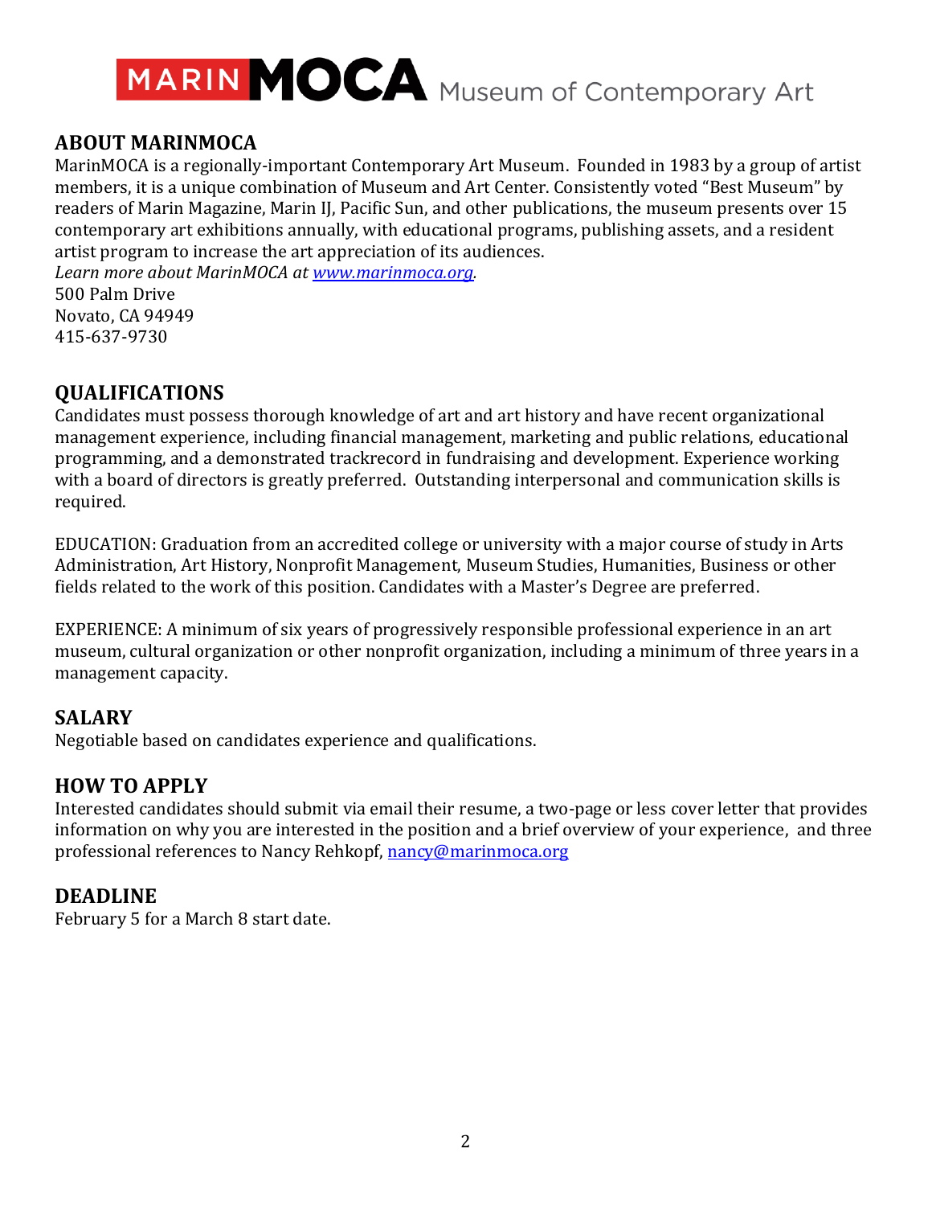MARIN MOCA Museum of Contemporary Art

## ABOUT MARINMOCA

MarinMOCA is a regionally-important Contemporary Art Museum. Founded in 1983 by a group of artist members, it is a unique combination of Museum and Art Center. Consistently voted "Best Museum" by readers of Marin Magazine, Marin IJ, Pacific Sun, and other publications, the museum presents over 15 contemporary art exhibitions annually, with educational programs, publishing assets, and a resident artist program to increase the art appreciation of its audiences.

*Learn more about MarinMOCA at www.marinmoca.org.*

500 Palm Drive
Novato, CA 94949
415-637-9730

## QUALIFICATIONS

Candidates must possess thorough knowledge of art and art history and have recent organizational management experience, including financial management, marketing and public relations, educational programming, and a demonstrated trackrecord in fundraising and development. Experience working with a board of directors is greatly preferred. Outstanding interpersonal and communication skills is required.

EDUCATION: Graduation from an accredited college or university with a major course of study in Arts Administration, Art History, Nonprofit Management, Museum Studies, Humanities, Business or other fields related to the work of this position. Candidates with a Master's Degree are preferred.

EXPERIENCE: A minimum of six years of progressively responsible professional experience in an art museum, cultural organization or other nonprofit organization, including a minimum of three years in a management capacity.

## SALARY

Negotiable based on candidates experience and qualifications.

## HOW TO APPLY

Interested candidates should submit via email their resume, a two-page or less cover letter that provides information on why you are interested in the position and a brief overview of your experience, and three professional references to Nancy Rehkopf, nancy@marinmoca.org

## DEADLINE

February 5 for a March 8 start date.